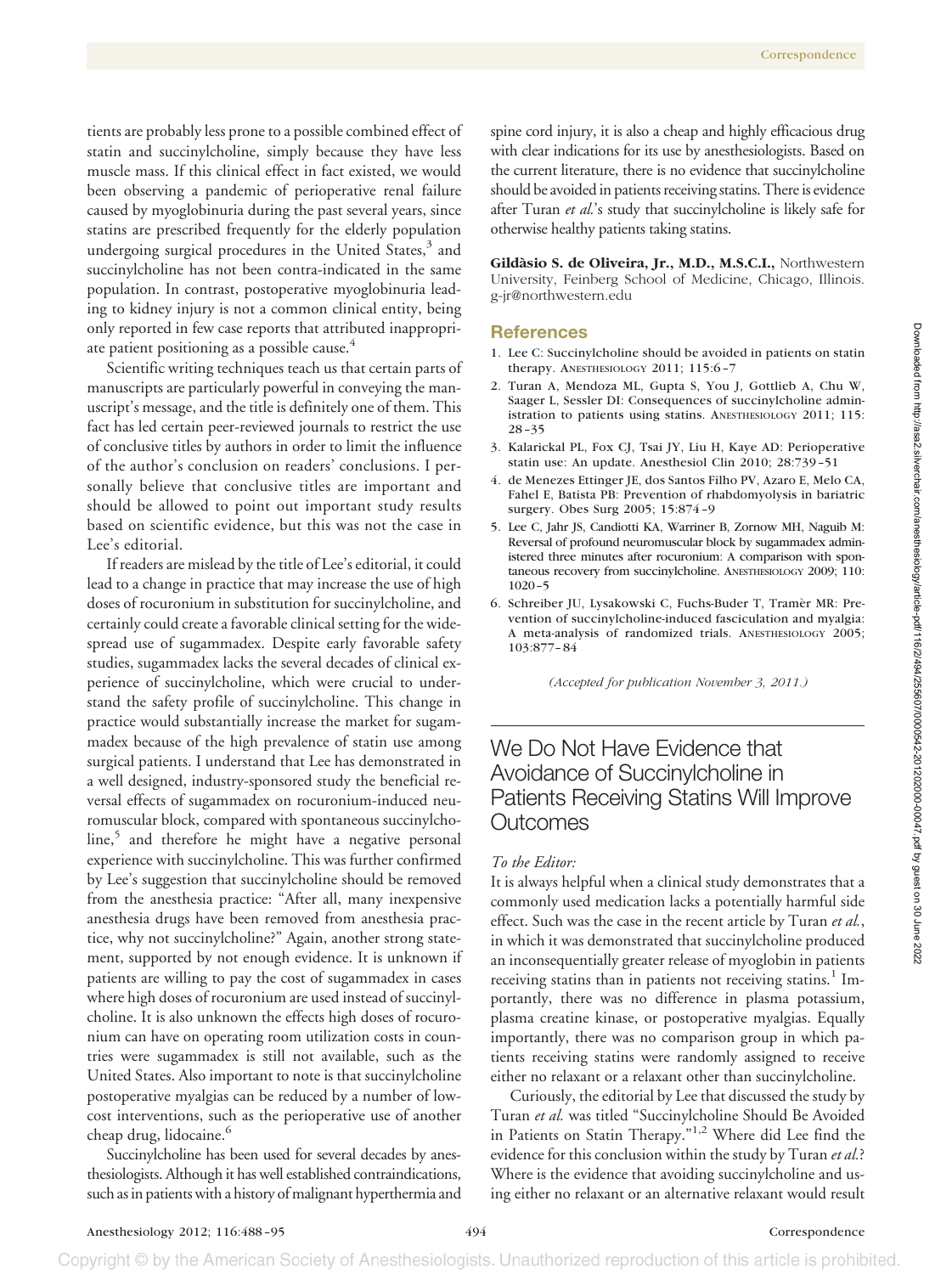tients are probably less prone to a possible combined effect of statin and succinylcholine, simply because they have less muscle mass. If this clinical effect in fact existed, we would been observing a pandemic of perioperative renal failure caused by myoglobinuria during the past several years, since statins are prescribed frequently for the elderly population undergoing surgical procedures in the United States,[3] and succinylcholine has not been contra-indicated in the same population. In contrast, postoperative myoglobinuria leading to kidney injury is not a common clinical entity, being only reported in few case reports that attributed inappropriate patient positioning as a possible cause.[4]

Scientific writing techniques teach us that certain parts of manuscripts are particularly powerful in conveying the manuscript's message, and the title is definitely one of them. This fact has led certain peer-reviewed journals to restrict the use of conclusive titles by authors in order to limit the influence of the author's conclusion on readers' conclusions. I personally believe that conclusive titles are important and should be allowed to point out important study results based on scientific evidence, but this was not the case in Lee's editorial.

If readers are mislead by the title of Lee's editorial, it could lead to a change in practice that may increase the use of high doses of rocuronium in substitution for succinylcholine, and certainly could create a favorable clinical setting for the widespread use of sugammadex. Despite early favorable safety studies, sugammadex lacks the several decades of clinical experience of succinylcholine, which were crucial to understand the safety profile of succinylcholine. This change in practice would substantially increase the market for sugammadex because of the high prevalence of statin use among surgical patients. I understand that Lee has demonstrated in a well designed, industry-sponsored study the beneficial reversal effects of sugammadex on rocuronium-induced neuromuscular block, compared with spontaneous succinylcholine,[5] and therefore he might have a negative personal experience with succinylcholine. This was further confirmed by Lee's suggestion that succinylcholine should be removed from the anesthesia practice: "After all, many inexpensive anesthesia drugs have been removed from anesthesia practice, why not succinylcholine?" Again, another strong statement, supported by not enough evidence. It is unknown if patients are willing to pay the cost of sugammadex in cases where high doses of rocuronium are used instead of succinylcholine. It is also unknown the effects high doses of rocuronium can have on operating room utilization costs in countries were sugammadex is still not available, such as the United States. Also important to note is that succinylcholine postoperative myalgias can be reduced by a number of low-cost interventions, such as the perioperative use of another cheap drug, lidocaine.[6]

Succinylcholine has been used for several decades by anesthesiologists. Although it has well established contraindications, such as in patients with a history of malignant hyperthermia and spine cord injury, it is also a cheap and highly efficacious drug with clear indications for its use by anesthesiologists. Based on the current literature, there is no evidence that succinylcholine should be avoided in patients receiving statins. There is evidence after Turan *et al.*'s study that succinylcholine is likely safe for otherwise healthy patients taking statins.

**Gildàsio S. de Oliveira, Jr., M.D., M.S.C.I.,** Northwestern University, Feinberg School of Medicine, Chicago, Illinois. g-jr@northwestern.edu

## References

1. Lee C: Succinylcholine should be avoided in patients on statin therapy. ANESTHESIOLOGY 2011; 115:6–7
2. Turan A, Mendoza ML, Gupta S, You J, Gottlieb A, Chu W, Saager L, Sessler DI: Consequences of succinylcholine administration to patients using statins. ANESTHESIOLOGY 2011; 115:28–35
3. Kalarickal PL, Fox CJ, Tsai JY, Liu H, Kaye AD: Perioperative statin use: An update. Anesthesiol Clin 2010; 28:739–51
4. de Menezes Ettinger JE, dos Santos Filho PV, Azaro E, Melo CA, Fahel E, Batista PB: Prevention of rhabdomyolysis in bariatric surgery. Obes Surg 2005; 15:874–9
5. Lee C, Jahr JS, Candiotti KA, Warriner B, Zornow MH, Naguib M: Reversal of profound neuromuscular block by sugammadex administered three minutes after rocuronium: A comparison with spontaneous recovery from succinylcholine. ANESTHESIOLOGY 2009; 110:1020–5
6. Schreiber JU, Lysakowski C, Fuchs-Buder T, Tramèr MR: Prevention of succinylcholine-induced fasciculation and myalgia: A meta-analysis of randomized trials. ANESTHESIOLOGY 2005; 103:877–84

*(Accepted for publication November 3, 2011.)*

# We Do Not Have Evidence that Avoidance of Succinylcholine in Patients Receiving Statins Will Improve Outcomes

*To the Editor:*

It is always helpful when a clinical study demonstrates that a commonly used medication lacks a potentially harmful side effect. Such was the case in the recent article by Turan *et al.*, in which it was demonstrated that succinylcholine produced an inconsequentially greater release of myoglobin in patients receiving statins than in patients not receiving statins.[1] Importantly, there was no difference in plasma potassium, plasma creatine kinase, or postoperative myalgias. Equally importantly, there was no comparison group in which patients receiving statins were randomly assigned to receive either no relaxant or a relaxant other than succinylcholine.

Curiously, the editorial by Lee that discussed the study by Turan *et al.* was titled "Succinylcholine Should Be Avoided in Patients on Statin Therapy."[1,2] Where did Lee find the evidence for this conclusion within the study by Turan *et al.*? Where is the evidence that avoiding succinylcholine and using either no relaxant or an alternative relaxant would result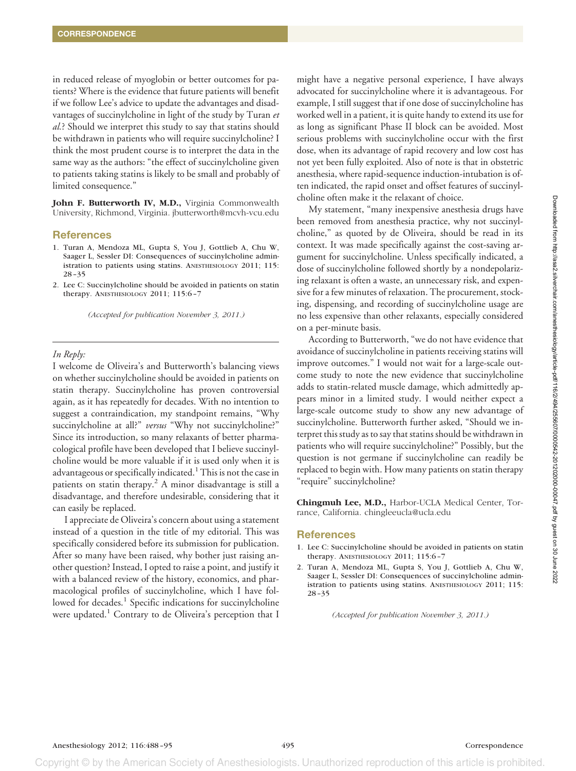in reduced release of myoglobin or better outcomes for patients? Where is the evidence that future patients will benefit if we follow Lee's advice to update the advantages and disadvantages of succinylcholine in light of the study by Turan *et al.*? Should we interpret this study to say that statins should be withdrawn in patients who will require succinylcholine? I think the most prudent course is to interpret the data in the same way as the authors: "the effect of succinylcholine given to patients taking statins is likely to be small and probably of limited consequence."

**John F. Butterworth IV, M.D.,** Virginia Commonwealth University, Richmond, Virginia. jbutterworth@mcvh-vcu.edu

## References

1. Turan A, Mendoza ML, Gupta S, You J, Gottlieb A, Chu W, Saager L, Sessler DI: Consequences of succinylcholine administration to patients using statins. ANESTHESIOLOGY 2011; 115:28–35
2. Lee C: Succinylcholine should be avoided in patients on statin therapy. ANESTHESIOLOGY 2011; 115:6–7

*(Accepted for publication November 3, 2011.)*

---

*In Reply:*

I welcome de Oliveira's and Butterworth's balancing views on whether succinylcholine should be avoided in patients on statin therapy. Succinylcholine has proven controversial again, as it has repeatedly for decades. With no intention to suggest a contraindication, my standpoint remains, "Why succinylcholine at all?" *versus* "Why not succinylcholine?" Since its introduction, so many relaxants of better pharmacological profile have been developed that I believe succinylcholine would be more valuable if it is used only when it is advantageous or specifically indicated.[1] This is not the case in patients on statin therapy.[2] A minor disadvantage is still a disadvantage, and therefore undesirable, considering that it can easily be replaced.

I appreciate de Oliveira's concern about using a statement instead of a question in the title of my editorial. This was specifically considered before its submission for publication. After so many have been raised, why bother just raising another question? Instead, I opted to raise a point, and justify it with a balanced review of the history, economics, and pharmacological profiles of succinylcholine, which I have followed for decades.[1] Specific indications for succinylcholine were updated.[1] Contrary to de Oliveira's perception that I might have a negative personal experience, I have always advocated for succinylcholine where it is advantageous. For example, I still suggest that if one dose of succinylcholine has worked well in a patient, it is quite handy to extend its use for as long as significant Phase II block can be avoided. Most serious problems with succinylcholine occur with the first dose, when its advantage of rapid recovery and low cost has not yet been fully exploited. Also of note is that in obstetric anesthesia, where rapid-sequence induction-intubation is often indicated, the rapid onset and offset features of succinylcholine often make it the relaxant of choice.

My statement, "many inexpensive anesthesia drugs have been removed from anesthesia practice, why not succinylcholine," as quoted by de Oliveira, should be read in its context. It was made specifically against the cost-saving argument for succinylcholine. Unless specifically indicated, a dose of succinylcholine followed shortly by a nondepolarizing relaxant is often a waste, an unnecessary risk, and expensive for a few minutes of relaxation. The procurement, stocking, dispensing, and recording of succinylcholine usage are no less expensive than other relaxants, especially considered on a per-minute basis.

According to Butterworth, "we do not have evidence that avoidance of succinylcholine in patients receiving statins will improve outcomes." I would not wait for a large-scale outcome study to note the new evidence that succinylcholine adds to statin-related muscle damage, which admittedly appears minor in a limited study. I would neither expect a large-scale outcome study to show any new advantage of succinylcholine. Butterworth further asked, "Should we interpret this study as to say that statins should be withdrawn in patients who will require succinylcholine?" Possibly, but the question is not germane if succinylcholine can readily be replaced to begin with. How many patients on statin therapy "require" succinylcholine?

**Chingmuh Lee, M.D.,** Harbor-UCLA Medical Center, Torrance, California. chingleeucla@ucla.edu

## References

1. Lee C: Succinylcholine should be avoided in patients on statin therapy. ANESTHESIOLOGY 2011; 115:6–7
2. Turan A, Mendoza ML, Gupta S, You J, Gottlieb A, Chu W, Saager L, Sessler DI: Consequences of succinylcholine administration to patients using statins. ANESTHESIOLOGY 2011; 115:28–35

*(Accepted for publication November 3, 2011.)*